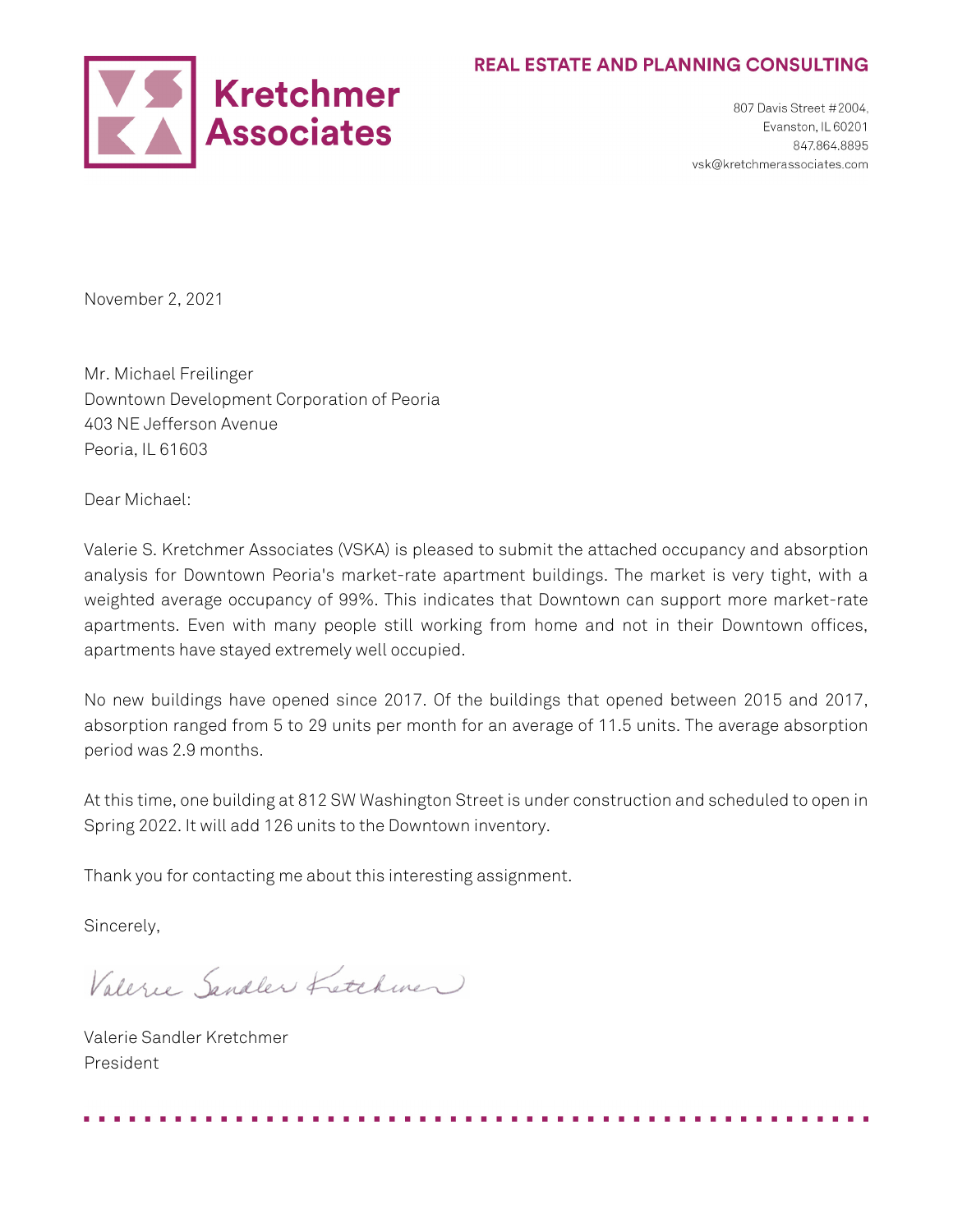# Kretchmer Associates

**REAL ESTATE AND PLANNING CONSULTING**

807 Davis Street #2004,
Evanston, IL 60201
847.864.8895
vsk@kretchmerassociates.com

November 2, 2021

Mr. Michael Freilinger
Downtown Development Corporation of Peoria
403 NE Jefferson Avenue
Peoria, IL 61603

Dear Michael:

Valerie S. Kretchmer Associates (VSKA) is pleased to submit the attached occupancy and absorption analysis for Downtown Peoria's market-rate apartment buildings. The market is very tight, with a weighted average occupancy of 99%. This indicates that Downtown can support more market-rate apartments. Even with many people still working from home and not in their Downtown offices, apartments have stayed extremely well occupied.

No new buildings have opened since 2017. Of the buildings that opened between 2015 and 2017, absorption ranged from 5 to 29 units per month for an average of 11.5 units. The average absorption period was 2.9 months.

At this time, one building at 812 SW Washington Street is under construction and scheduled to open in Spring 2022. It will add 126 units to the Downtown inventory.

Thank you for contacting me about this interesting assignment.

Sincerely,

Valerie Sandler Kretchmer

Valerie Sandler Kretchmer
President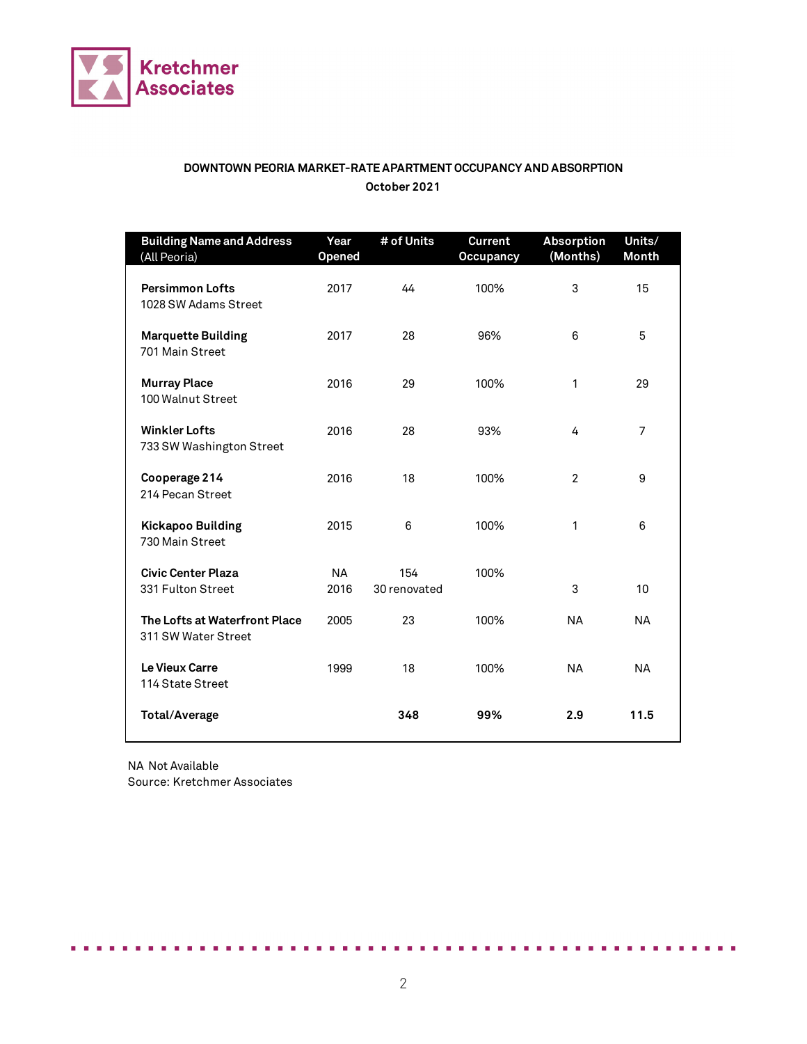Kretchmer Associates

## DOWNTOWN PEORIA MARKET-RATE APARTMENT OCCUPANCY AND ABSORPTION

**October 2021**

| Building Name and Address (All Peoria) | Year Opened | # of Units | Current Occupancy | Absorption (Months) | Units/ Month |
|---|---|---|---|---|---|
| **Persimmon Lofts** 1028 SW Adams Street | 2017 | 44 | 100% | 3 | 15 |
| **Marquette Building** 701 Main Street | 2017 | 28 | 96% | 6 | 5 |
| **Murray Place** 100 Walnut Street | 2016 | 29 | 100% | 1 | 29 |
| **Winkler Lofts** 733 SW Washington Street | 2016 | 28 | 93% | 4 | 7 |
| **Cooperage 214** 214 Pecan Street | 2016 | 18 | 100% | 2 | 9 |
| **Kickapoo Building** 730 Main Street | 2015 | 6 | 100% | 1 | 6 |
| **Civic Center Plaza** 331 Fulton Street | NA 2016 | 154 30 renovated | 100% | 3 | 10 |
| **The Lofts at Waterfront Place** 311 SW Water Street | 2005 | 23 | 100% | NA | NA |
| **Le Vieux Carre** 114 State Street | 1999 | 18 | 100% | NA | NA |
| **Total/Average** | | **348** | **99%** | **2.9** | **11.5** |

NA Not Available

Source: Kretchmer Associates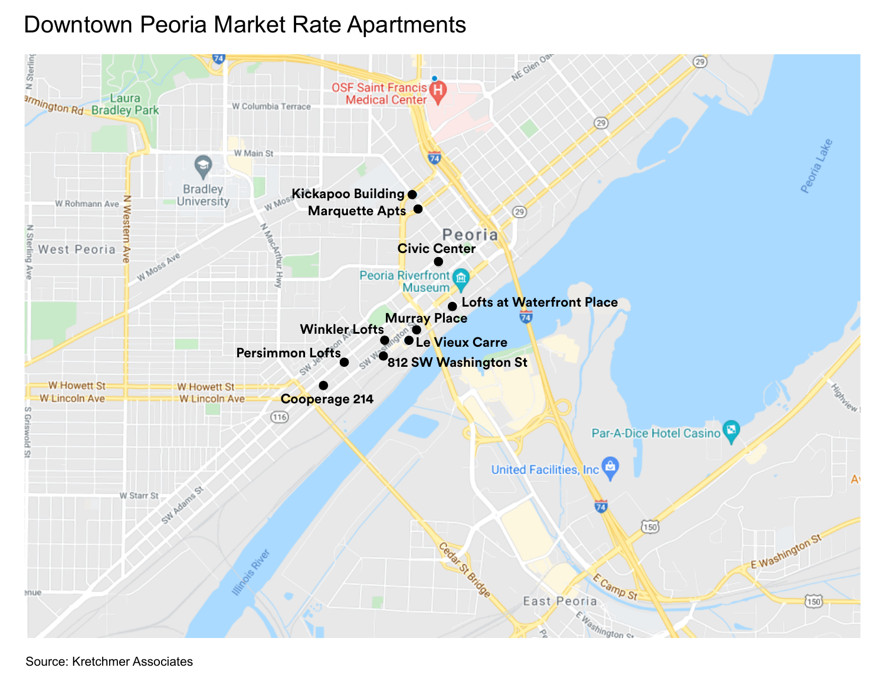# Downtown Peoria Market Rate Apartments

Kickapoo Building
Marquette Apts
Civic Center
Lofts at Waterfront Place
Murray Place
Winkler Lofts
Le Vieux Carre
Persimmon Lofts
812 SW Washington St
Cooperage 214

Source: Kretchmer Associates